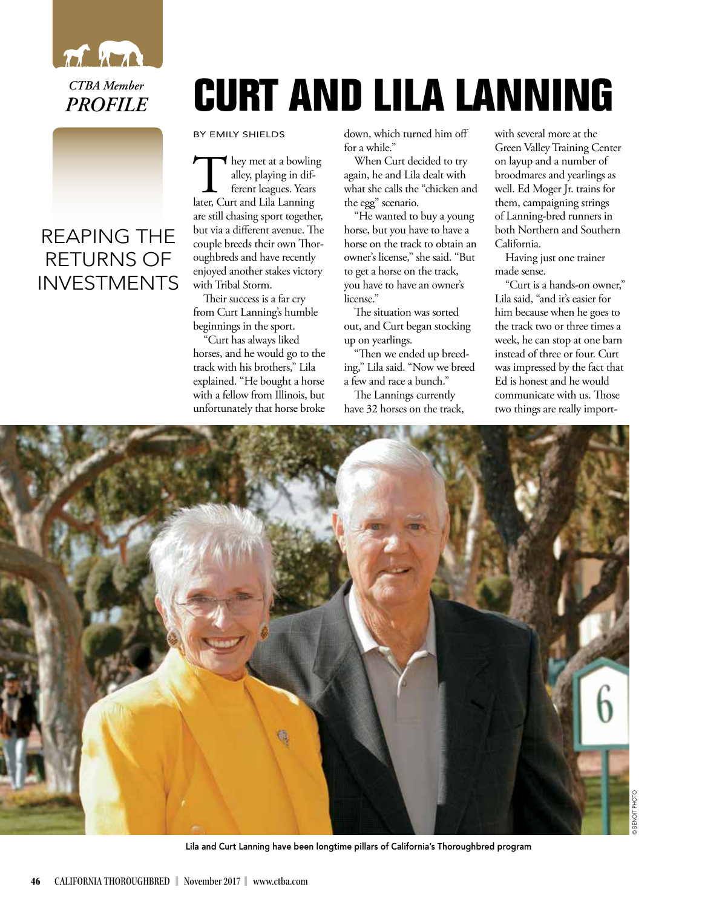*CTBA Member*
***PROFILE***

# CURT AND LILA LANNING

## REAPING THE RETURNS OF INVESTMENTS

BY EMILY SHIELDS

They met at a bowling alley, playing in different leagues. Years later, Curt and Lila Lanning are still chasing sport together, but via a different avenue. The couple breeds their own Thoroughbreds and have recently enjoyed another stakes victory with Tribal Storm.

Their success is a far cry from Curt Lanning's humble beginnings in the sport.

"Curt has always liked horses, and he would go to the track with his brothers," Lila explained. "He bought a horse with a fellow from Illinois, but unfortunately that horse broke down, which turned him off for a while."

When Curt decided to try again, he and Lila dealt with what she calls the "chicken and the egg" scenario.

"He wanted to buy a young horse, but you have to have a horse on the track to obtain an owner's license," she said. "But to get a horse on the track, you have to have an owner's license."

The situation was sorted out, and Curt began stocking up on yearlings.

"Then we ended up breeding," Lila said. "Now we breed a few and race a bunch."

The Lannings currently have 32 horses on the track, with several more at the Green Valley Training Center on layup and a number of broodmares and yearlings as well. Ed Moger Jr. trains for them, campaigning strings of Lanning-bred runners in both Northern and Southern California.

Having just one trainer made sense.

"Curt is a hands-on owner," Lila said, "and it's easier for him because when he goes to the track two or three times a week, he can stop at one barn instead of three or four. Curt was impressed by the fact that Ed is honest and he would communicate with us. Those two things are really import-

© BENOIT PHOTO

Lila and Curt Lanning have been longtime pillars of California's Thoroughbred program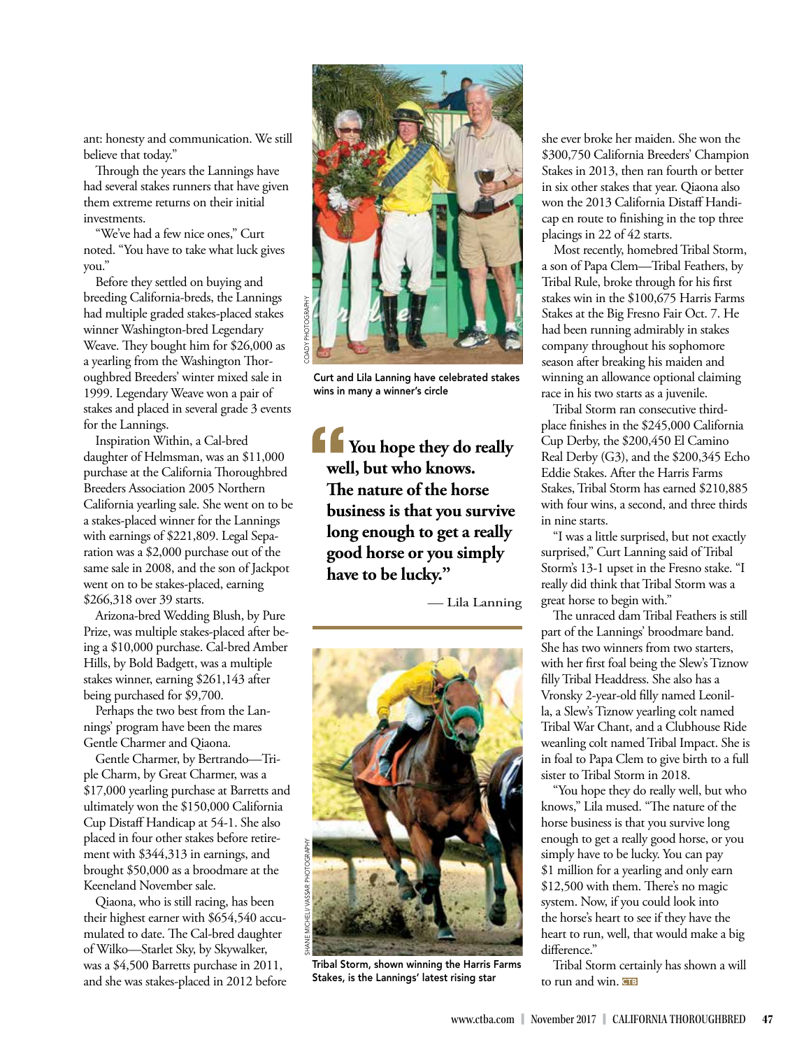ant: honesty and communication. We still believe that today."

Through the years the Lannings have had several stakes runners that have given them extreme returns on their initial investments.

"We've had a few nice ones," Curt noted. "You have to take what luck gives you."

Before they settled on buying and breeding California-breds, the Lannings had multiple graded stakes-placed stakes winner Washington-bred Legendary Weave. They bought him for $26,000 as a yearling from the Washington Thoroughbred Breeders' winter mixed sale in 1999. Legendary Weave won a pair of stakes and placed in several grade 3 events for the Lannings.

Inspiration Within, a Cal-bred daughter of Helmsman, was an $11,000 purchase at the California Thoroughbred Breeders Association 2005 Northern California yearling sale. She went on to be a stakes-placed winner for the Lannings with earnings of $221,809. Legal Separation was a $2,000 purchase out of the same sale in 2008, and the son of Jackpot went on to be stakes-placed, earning $266,318 over 39 starts.

Arizona-bred Wedding Blush, by Pure Prize, was multiple stakes-placed after being a $10,000 purchase. Cal-bred Amber Hills, by Bold Badgett, was a multiple stakes winner, earning $261,143 after being purchased for $9,700.

Perhaps the two best from the Lannings' program have been the mares Gentle Charmer and Qiaona.

Gentle Charmer, by Bertrando—Triple Charm, by Great Charmer, was a $17,000 yearling purchase at Barretts and ultimately won the $150,000 California Cup Distaff Handicap at 54-1. She also placed in four other stakes before retirement with $344,313 in earnings, and brought $50,000 as a broodmare at the Keeneland November sale.

Qiaona, who is still racing, has been their highest earner with $654,540 accumulated to date. The Cal-bred daughter of Wilko—Starlet Sky, by Skywalker, was a $4,500 Barretts purchase in 2011, and she was stakes-placed in 2012 before she ever broke her maiden. She won the $300,750 California Breeders' Champion Stakes in 2013, then ran fourth or better in six other stakes that year. Qiaona also won the 2013 California Distaff Handicap en route to finishing in the top three placings in 22 of 42 starts.

COADY PHOTOGRAPHY

Curt and Lila Lanning have celebrated stakes wins in many a winner's circle

> **"You hope they do really well, but who knows. The nature of the horse business is that you survive long enough to get a really good horse or you simply have to be lucky."**
>
> — Lila Lanning

SHANE MICHELI/ VASSAR PHOTOGRAPHY

Tribal Storm, shown winning the Harris Farms Stakes, is the Lannings' latest rising star

Most recently, homebred Tribal Storm, a son of Papa Clem—Tribal Feathers, by Tribal Rule, broke through for his first stakes win in the $100,675 Harris Farms Stakes at the Big Fresno Fair Oct. 7. He had been running admirably in stakes company throughout his sophomore season after breaking his maiden and winning an allowance optional claiming race in his two starts as a juvenile.

Tribal Storm ran consecutive third-place finishes in the $245,000 California Cup Derby, the $200,450 El Camino Real Derby (G3), and the $200,345 Echo Eddie Stakes. After the Harris Farms Stakes, Tribal Storm has earned $210,885 with four wins, a second, and three thirds in nine starts.

"I was a little surprised, but not exactly surprised," Curt Lanning said of Tribal Storm's 13-1 upset in the Fresno stake. "I really did think that Tribal Storm was a great horse to begin with."

The unraced dam Tribal Feathers is still part of the Lannings' broodmare band. She has two winners from two starters, with her first foal being the Slew's Tiznow filly Tribal Headdress. She also has a Vronsky 2-year-old filly named Leonilla, a Slew's Tiznow yearling colt named Tribal War Chant, and a Clubhouse Ride weanling colt named Tribal Impact. She is in foal to Papa Clem to give birth to a full sister to Tribal Storm in 2018.

"You hope they do really well, but who knows," Lila mused. "The nature of the horse business is that you survive long enough to get a really good horse, or you simply have to be lucky. You can pay $1 million for a yearling and only earn $12,500 with them. There's no magic system. Now, if you could look into the horse's heart to see if they have the heart to run, well, that would make a big difference."

Tribal Storm certainly has shown a will to run and win. CTB